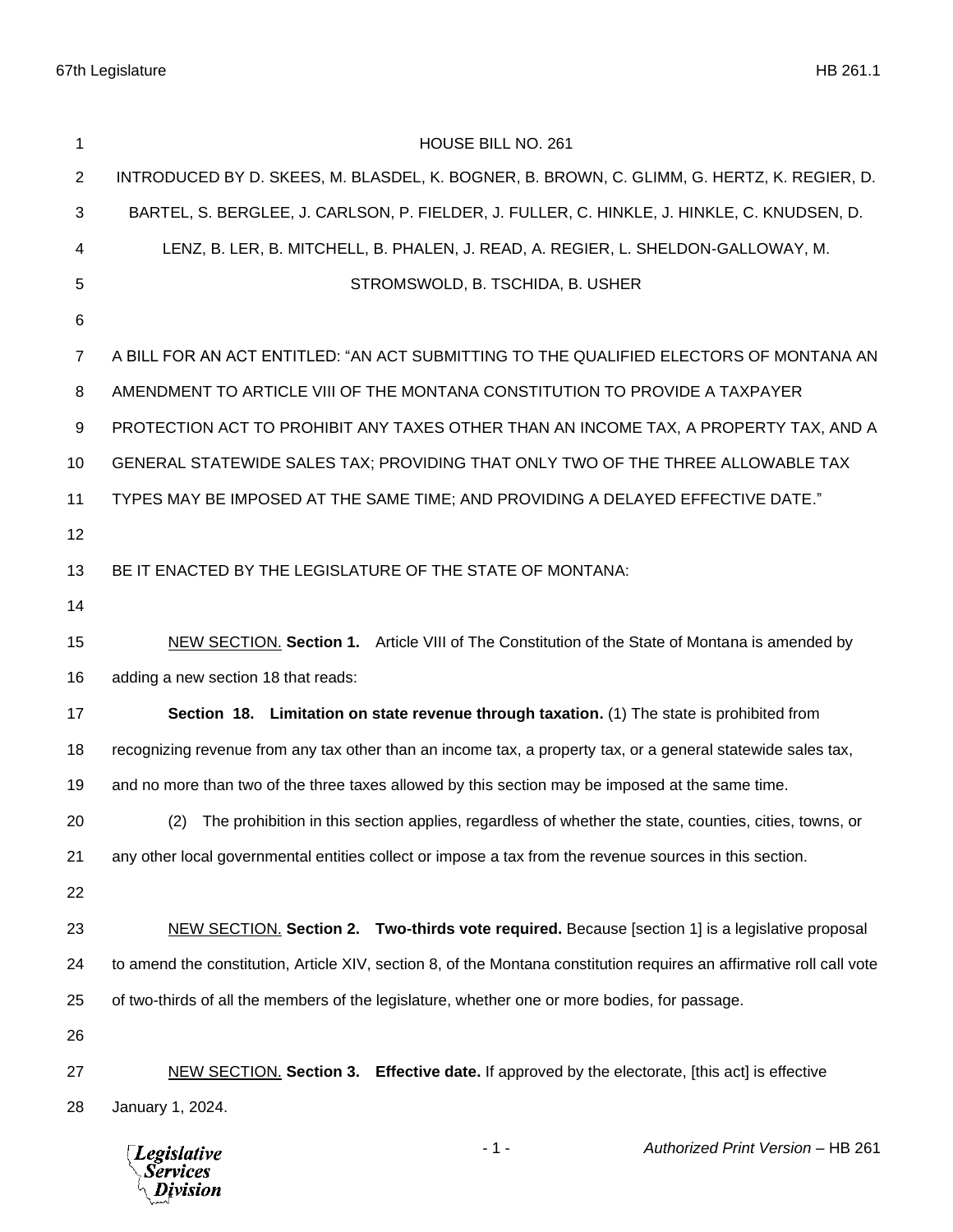# HOUSE BILL NO. 261

INTRODUCED BY D. SKEES, M. BLASDEL, K. BOGNER, B. BROWN, C. GLIMM, G. HERTZ, K. REGIER, D. BARTEL, S. BERGLEE, J. CARLSON, P. FIELDER, J. FULLER, C. HINKLE, J. HINKLE, C. KNUDSEN, D. LENZ, B. LER, B. MITCHELL, B. PHALEN, J. READ, A. REGIER, L. SHELDON-GALLOWAY, M. STROMSWOLD, B. TSCHIDA, B. USHER

A BILL FOR AN ACT ENTITLED: "AN ACT SUBMITTING TO THE QUALIFIED ELECTORS OF MONTANA AN AMENDMENT TO ARTICLE VIII OF THE MONTANA CONSTITUTION TO PROVIDE A TAXPAYER PROTECTION ACT TO PROHIBIT ANY TAXES OTHER THAN AN INCOME TAX, A PROPERTY TAX, AND A GENERAL STATEWIDE SALES TAX; PROVIDING THAT ONLY TWO OF THE THREE ALLOWABLE TAX TYPES MAY BE IMPOSED AT THE SAME TIME; AND PROVIDING A DELAYED EFFECTIVE DATE."

BE IT ENACTED BY THE LEGISLATURE OF THE STATE OF MONTANA:

NEW SECTION. **Section 1.** Article VIII of The Constitution of the State of Montana is amended by adding a new section 18 that reads:

**Section 18. Limitation on state revenue through taxation.** (1) The state is prohibited from recognizing revenue from any tax other than an income tax, a property tax, or a general statewide sales tax, and no more than two of the three taxes allowed by this section may be imposed at the same time.

(2) The prohibition in this section applies, regardless of whether the state, counties, cities, towns, or any other local governmental entities collect or impose a tax from the revenue sources in this section.

NEW SECTION. **Section 2. Two-thirds vote required.** Because [section 1] is a legislative proposal to amend the constitution, Article XIV, section 8, of the Montana constitution requires an affirmative roll call vote of two-thirds of all the members of the legislature, whether one or more bodies, for passage.

NEW SECTION. **Section 3. Effective date.** If approved by the electorate, [this act] is effective January 1, 2024.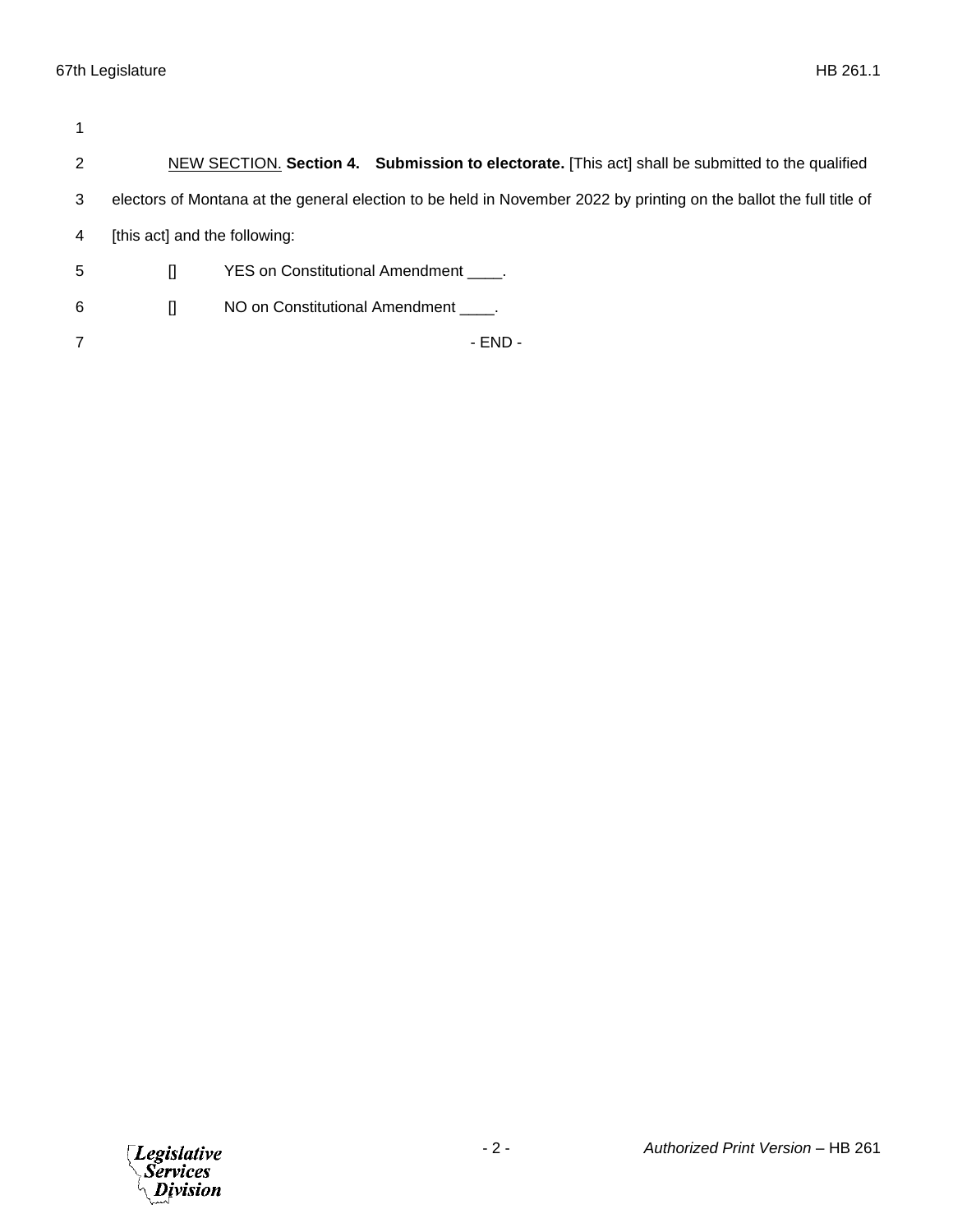<u>NEW SECTION.</u> **Section 4. Submission to electorate.** [This act] shall be submitted to the qualified electors of Montana at the general election to be held in November 2022 by printing on the ballot the full title of [this act] and the following:

[] YES on Constitutional Amendment ____.

[] NO on Constitutional Amendment ____.

\- END -